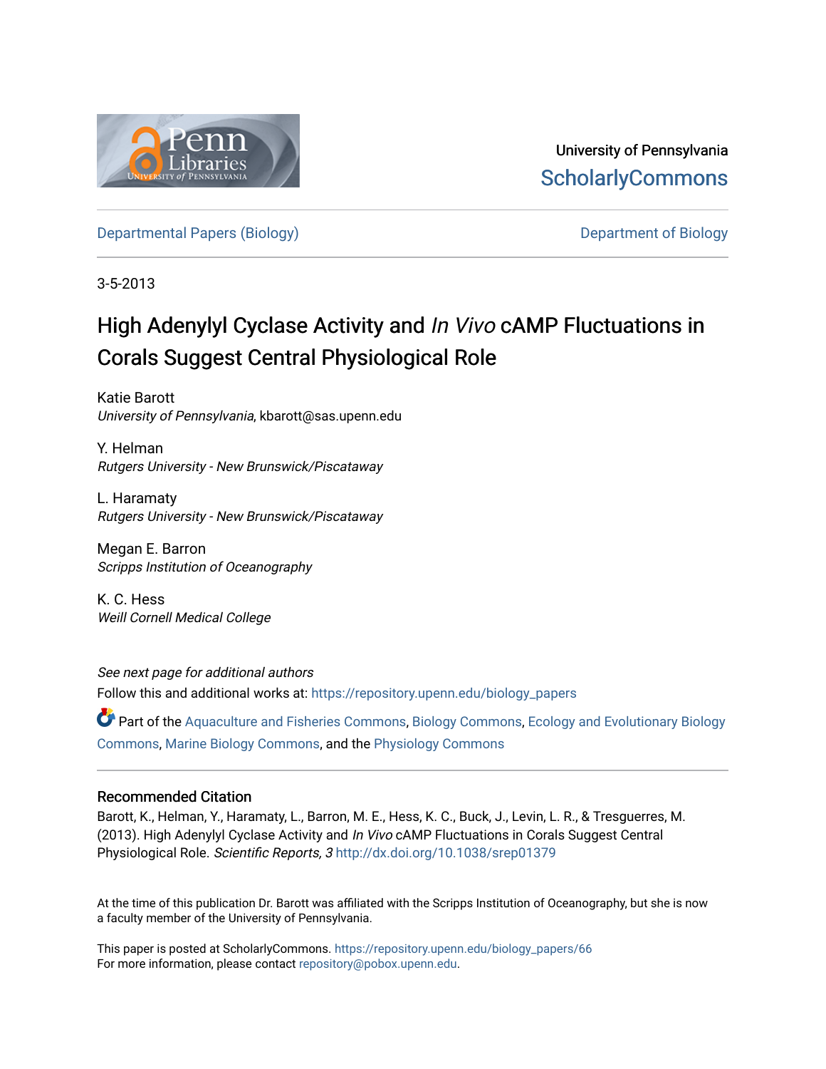University of Pennsylvania
ScholarlyCommons

Departmental Papers (Biology) | Department of Biology

3-5-2013

# High Adenylyl Cyclase Activity and *In Vivo* cAMP Fluctuations in Corals Suggest Central Physiological Role

Katie Barott
*University of Pennsylvania*, kbarott@sas.upenn.edu

Y. Helman
*Rutgers University - New Brunswick/Piscataway*

L. Haramaty
*Rutgers University - New Brunswick/Piscataway*

Megan E. Barron
*Scripps Institution of Oceanography*

K. C. Hess
*Weill Cornell Medical College*

*See next page for additional authors*

Follow this and additional works at: https://repository.upenn.edu/biology_papers

Part of the Aquaculture and Fisheries Commons, Biology Commons, Ecology and Evolutionary Biology Commons, Marine Biology Commons, and the Physiology Commons

## Recommended Citation

Barott, K., Helman, Y., Haramaty, L., Barron, M. E., Hess, K. C., Buck, J., Levin, L. R., & Tresguerres, M. (2013). High Adenylyl Cyclase Activity and *In Vivo* cAMP Fluctuations in Corals Suggest Central Physiological Role. *Scientific Reports, 3* http://dx.doi.org/10.1038/srep01379

At the time of this publication Dr. Barott was affiliated with the Scripps Institution of Oceanography, but she is now a faculty member of the University of Pennsylvania.

This paper is posted at ScholarlyCommons. https://repository.upenn.edu/biology_papers/66
For more information, please contact repository@pobox.upenn.edu.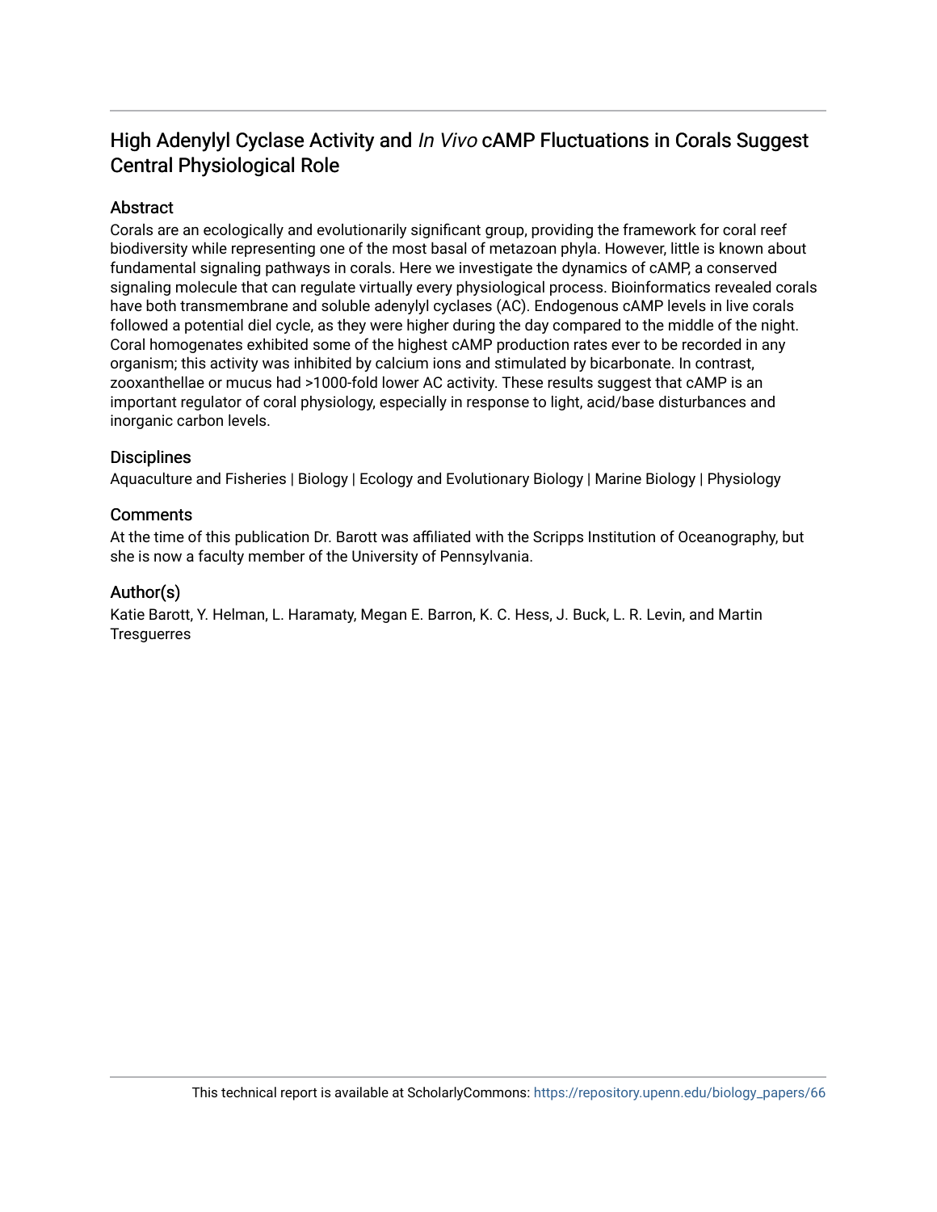# High Adenylyl Cyclase Activity and *In Vivo* cAMP Fluctuations in Corals Suggest Central Physiological Role

## Abstract

Corals are an ecologically and evolutionarily significant group, providing the framework for coral reef biodiversity while representing one of the most basal of metazoan phyla. However, little is known about fundamental signaling pathways in corals. Here we investigate the dynamics of cAMP, a conserved signaling molecule that can regulate virtually every physiological process. Bioinformatics revealed corals have both transmembrane and soluble adenylyl cyclases (AC). Endogenous cAMP levels in live corals followed a potential diel cycle, as they were higher during the day compared to the middle of the night. Coral homogenates exhibited some of the highest cAMP production rates ever to be recorded in any organism; this activity was inhibited by calcium ions and stimulated by bicarbonate. In contrast, zooxanthellae or mucus had >1000-fold lower AC activity. These results suggest that cAMP is an important regulator of coral physiology, especially in response to light, acid/base disturbances and inorganic carbon levels.

## Disciplines

Aquaculture and Fisheries | Biology | Ecology and Evolutionary Biology | Marine Biology | Physiology

## Comments

At the time of this publication Dr. Barott was affiliated with the Scripps Institution of Oceanography, but she is now a faculty member of the University of Pennsylvania.

## Author(s)

Katie Barott, Y. Helman, L. Haramaty, Megan E. Barron, K. C. Hess, J. Buck, L. R. Levin, and Martin Tresguerres

This technical report is available at ScholarlyCommons: https://repository.upenn.edu/biology_papers/66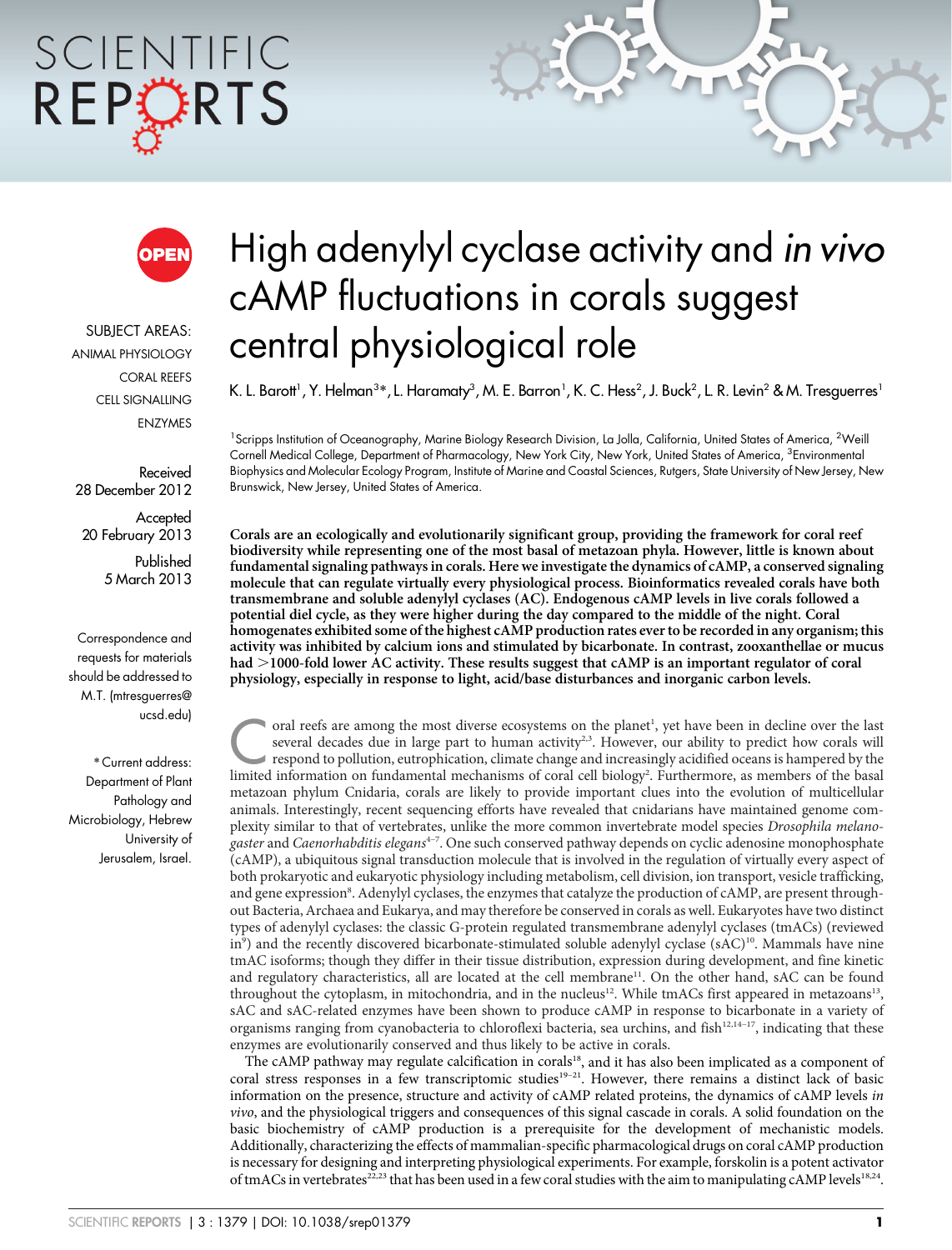# High adenylyl cyclase activity and *in vivo* cAMP fluctuations in corals suggest central physiological role

K. L. Barott[1], Y. Helman[3]*, L. Haramaty[3], M. E. Barron[1], K. C. Hess[2], J. Buck[2], L. R. Levin[2] & M. Tresguerres[1]

[1]Scripps Institution of Oceanography, Marine Biology Research Division, La Jolla, California, United States of America, [2]Weill Cornell Medical College, Department of Pharmacology, New York City, New York, United States of America, [3]Environmental Biophysics and Molecular Ecology Program, Institute of Marine and Coastal Sciences, Rutgers, State University of New Jersey, New Brunswick, New Jersey, United States of America.

SUBJECT AREAS:
ANIMAL PHYSIOLOGY
CORAL REEFS
CELL SIGNALLING
ENZYMES

Received
28 December 2012

Accepted
20 February 2013

Published
5 March 2013

Correspondence and requests for materials should be addressed to M.T. (mtresguerres@ucsd.edu)

*Current address: Department of Plant Pathology and Microbiology, Hebrew University of Jerusalem, Israel.

**Corals are an ecologically and evolutionarily significant group, providing the framework for coral reef biodiversity while representing one of the most basal of metazoan phyla. However, little is known about fundamental signaling pathways in corals. Here we investigate the dynamics of cAMP, a conserved signaling molecule that can regulate virtually every physiological process. Bioinformatics revealed corals have both transmembrane and soluble adenylyl cyclases (AC). Endogenous cAMP levels in live corals followed a potential diel cycle, as they were higher during the day compared to the middle of the night. Coral homogenates exhibited some of the highest cAMP production rates ever to be recorded in any organism; this activity was inhibited by calcium ions and stimulated by bicarbonate. In contrast, zooxanthellae or mucus had >1000-fold lower AC activity. These results suggest that cAMP is an important regulator of coral physiology, especially in response to light, acid/base disturbances and inorganic carbon levels.**

Coral reefs are among the most diverse ecosystems on the planet[1], yet have been in decline over the last several decades due in large part to human activity[2,3]. However, our ability to predict how corals will respond to pollution, eutrophication, climate change and increasingly acidified oceans is hampered by the limited information on fundamental mechanisms of coral cell biology[2]. Furthermore, as members of the basal metazoan phylum Cnidaria, corals are likely to provide important clues into the evolution of multicellular animals. Interestingly, recent sequencing efforts have revealed that cnidarians have maintained genome complexity similar to that of vertebrates, unlike the more common invertebrate model species *Drosophila melanogaster* and *Caenorhabditis elegans*[4–7]. One such conserved pathway depends on cyclic adenosine monophosphate (cAMP), a ubiquitous signal transduction molecule that is involved in the regulation of virtually every aspect of both prokaryotic and eukaryotic physiology including metabolism, cell division, ion transport, vesicle trafficking, and gene expression[8]. Adenylyl cyclases, the enzymes that catalyze the production of cAMP, are present throughout Bacteria, Archaea and Eukarya, and may therefore be conserved in corals as well. Eukaryotes have two distinct types of adenylyl cyclases: the classic G-protein regulated transmembrane adenylyl cyclases (tmACs) (reviewed in[9]) and the recently discovered bicarbonate-stimulated soluble adenylyl cyclase (sAC)[10]. Mammals have nine tmAC isoforms; though they differ in their tissue distribution, expression during development, and fine kinetic and regulatory characteristics, all are located at the cell membrane[11]. On the other hand, sAC can be found throughout the cytoplasm, in mitochondria, and in the nucleus[12]. While tmACs first appeared in metazoans[13], sAC and sAC-related enzymes have been shown to produce cAMP in response to bicarbonate in a variety of organisms ranging from cyanobacteria to chloroflexi bacteria, sea urchins, and fish[12,14–17], indicating that these enzymes are evolutionarily conserved and thus likely to be active in corals.

The cAMP pathway may regulate calcification in corals[18], and it has also been implicated as a component of coral stress responses in a few transcriptomic studies[19–21]. However, there remains a distinct lack of basic information on the presence, structure and activity of cAMP related proteins, the dynamics of cAMP levels *in vivo*, and the physiological triggers and consequences of this signal cascade in corals. A solid foundation on the basic biochemistry of cAMP production is a prerequisite for the development of mechanistic models. Additionally, characterizing the effects of mammalian-specific pharmacological drugs on coral cAMP production is necessary for designing and interpreting physiological experiments. For example, forskolin is a potent activator of tmACs in vertebrates[22,23] that has been used in a few coral studies with the aim to manipulating cAMP levels[18,24].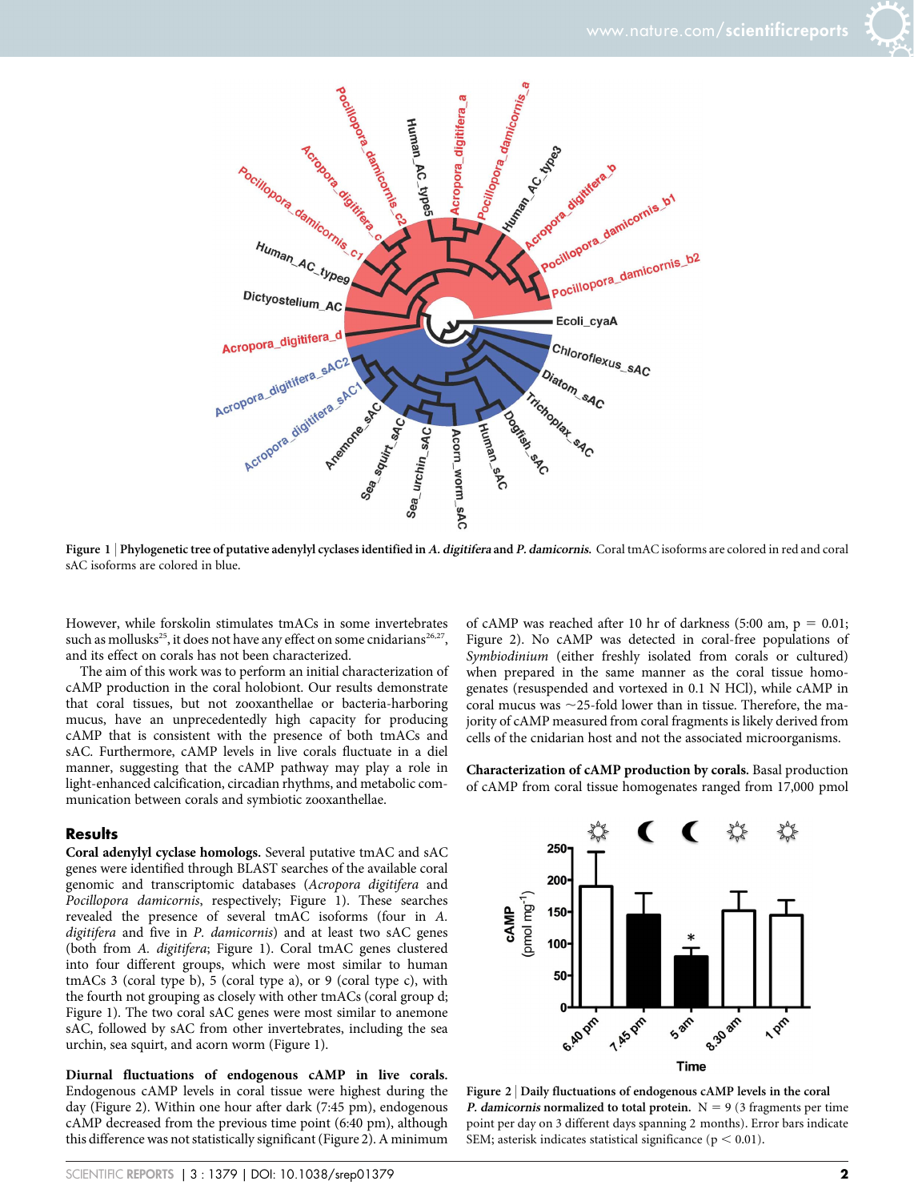Figure 1 | **Phylogenetic tree of putative adenylyl cyclases identified in *A. digitifera* and *P. damicornis*.** Coral tmAC isoforms are colored in red and coral sAC isoforms are colored in blue.

However, while forskolin stimulates tmACs in some invertebrates such as mollusks[25], it does not have any effect on some cnidarians[26,27], and its effect on corals has not been characterized.

The aim of this work was to perform an initial characterization of cAMP production in the coral holobiont. Our results demonstrate that coral tissues, but not zooxanthellae or bacteria-harboring mucus, have an unprecedentedly high capacity for producing cAMP that is consistent with the presence of both tmACs and sAC. Furthermore, cAMP levels in live corals fluctuate in a diel manner, suggesting that the cAMP pathway may play a role in light-enhanced calcification, circadian rhythms, and metabolic communication between corals and symbiotic zooxanthellae.

## Results

**Coral adenylyl cyclase homologs.** Several putative tmAC and sAC genes were identified through BLAST searches of the available coral genomic and transcriptomic databases (*Acropora digitifera* and *Pocillopora damicornis*, respectively; Figure 1). These searches revealed the presence of several tmAC isoforms (four in *A. digitifera* and five in *P. damicornis*) and at least two sAC genes (both from *A. digitifera*; Figure 1). Coral tmAC genes clustered into four different groups, which were most similar to human tmACs 3 (coral type b), 5 (coral type a), or 9 (coral type c), with the fourth not grouping as closely with other tmACs (coral group d; Figure 1). The two coral sAC genes were most similar to anemone sAC, followed by sAC from other invertebrates, including the sea urchin, sea squirt, and acorn worm (Figure 1).

**Diurnal fluctuations of endogenous cAMP in live corals.** Endogenous cAMP levels in coral tissue were highest during the day (Figure 2). Within one hour after dark (7:45 pm), endogenous cAMP decreased from the previous time point (6:40 pm), although this difference was not statistically significant (Figure 2). A minimum of cAMP was reached after 10 hr of darkness (5:00 am, $p = 0.01$; Figure 2). No cAMP was detected in coral-free populations of *Symbiodinium* (either freshly isolated from corals or cultured) when prepared in the same manner as the coral tissue homogenates (resuspended and vortexed in 0.1 N HCl), while cAMP in coral mucus was ~25-fold lower than in tissue. Therefore, the majority of cAMP measured from coral fragments is likely derived from cells of the cnidarian host and not the associated microorganisms.

**Characterization of cAMP production by corals.** Basal production of cAMP from coral tissue homogenates ranged from 17,000 pmol

Figure 2 | **Daily fluctuations of endogenous cAMP levels in the coral *P. damicornis* normalized to total protein.** N = 9 (3 fragments per time point per day on 3 different days spanning 2 months). Error bars indicate SEM; asterisk indicates statistical significance ($p < 0.01$).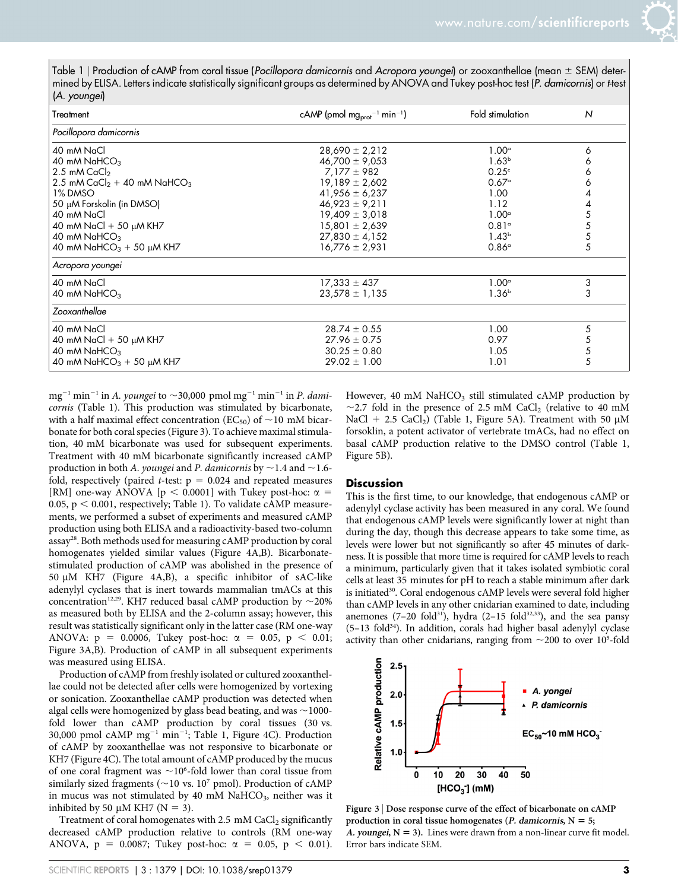Table 1 | Production of cAMP from coral tissue (*Pocillopora damicornis* and *Acropora youngei*) or zooxanthellae (mean ± SEM) determined by ELISA. Letters indicate statistically significant groups as determined by ANOVA and Tukey post-hoc test (*P. damicornis*) or *t*-test (*A. youngei*)

| Treatment | cAMP (pmol $mg_{prot}^{-1}$ $min^{-1}$) | Fold stimulation | N |
|---|---|---|---|
| *Pocillopora damicornis* | | | |
| 40 mM NaCl | 28,690 ± 2,212 | 1.00[a] | 6 |
| 40 mM $NaHCO_3$ | 46,700 ± 9,053 | 1.63[b] | 6 |
| 2.5 mM $CaCl_2$ | 7,177 ± 982 | 0.25[c] | 6 |
| 2.5 mM $CaCl_2$ + 40 mM $NaHCO_3$ | 19,189 ± 2,602 | 0.67[a] | 6 |
| 1% DMSO | 41,956 ± 6,237 | 1.00 | 4 |
| 50 μM Forskolin (in DMSO) | 46,923 ± 9,211 | 1.12 | 4 |
| 40 mM NaCl | 19,409 ± 3,018 | 1.00[a] | 5 |
| 40 mM NaCl + 50 μM KH7 | 15,801 ± 2,639 | 0.81[a] | 5 |
| 40 mM $NaHCO_3$ | 27,830 ± 4,152 | 1.43[b] | 5 |
| 40 mM $NaHCO_3$ + 50 μM KH7 | 16,776 ± 2,931 | 0.86[a] | 5 |
| *Acropora youngei* | | | |
| 40 mM NaCl | 17,333 ± 437 | 1.00[a] | 3 |
| 40 mM $NaHCO_3$ | 23,578 ± 1,135 | 1.36[b] | 3 |
| *Zooxanthellae* | | | |
| 40 mM NaCl | 28.74 ± 0.55 | 1.00 | 5 |
| 40 mM NaCl + 50 μM KH7 | 27.96 ± 0.75 | 0.97 | 5 |
| 40 mM $NaHCO_3$ | 30.25 ± 0.80 | 1.05 | 5 |
| 40 mM $NaHCO_3$ + 50 μM KH7 | 29.02 ± 1.00 | 1.01 | 5 |

$mg^{-1}$ $min^{-1}$ in *A. youngei* to ~30,000 pmol $mg^{-1}$ $min^{-1}$ in *P. damicornis* (Table 1). This production was stimulated by bicarbonate, with a half maximal effect concentration ($EC_{50}$) of ~10 mM bicarbonate for both coral species (Figure 3). To achieve maximal stimulation, 40 mM bicarbonate was used for subsequent experiments. Treatment with 40 mM bicarbonate significantly increased cAMP production in both *A. youngei* and *P. damicornis* by ~1.4 and ~1.6-fold, respectively (paired *t*-test: $p = 0.024$ and repeated measures [RM] one-way ANOVA [$p < 0.0001$] with Tukey post-hoc: $\alpha = 0.05$, $p < 0.001$, respectively; Table 1). To validate cAMP measurements, we performed a subset of experiments and measured cAMP production using both ELISA and a radioactivity-based two-column assay[28]. Both methods used for measuring cAMP production by coral homogenates yielded similar values (Figure 4A,B). Bicarbonate-stimulated production of cAMP was abolished in the presence of 50 μM KH7 (Figure 4A,B), a specific inhibitor of sAC-like adenylyl cyclases that is inert towards mammalian tmACs at this concentration[12,29]. KH7 reduced basal cAMP production by ~20% as measured both by ELISA and the 2-column assay; however, this result was statistically significant only in the latter case (RM one-way ANOVA: $p = 0.0006$, Tukey post-hoc: $\alpha = 0.05$, $p < 0.01$; Figure 3A,B). Production of cAMP in all subsequent experiments was measured using ELISA.

Production of cAMP from freshly isolated or cultured zooxanthellae could not be detected after cells were homogenized by vortexing or sonication. Zooxanthellae cAMP production was detected when algal cells were homogenized by glass bead beating, and was ~1000-fold lower than cAMP production by coral tissues (30 vs. 30,000 pmol cAMP $mg^{-1}$ $min^{-1}$; Table 1, Figure 4C). Production of cAMP by zooxanthellae was not responsive to bicarbonate or KH7 (Figure 4C). The total amount of cAMP produced by the mucus of one coral fragment was ~$10^6$-fold lower than coral tissue from similarly sized fragments (~10 vs. $10^7$ pmol). Production of cAMP in mucus was not stimulated by 40 mM $NaHCO_3$, neither was it inhibited by 50 μM KH7 (N = 3).

Treatment of coral homogenates with 2.5 mM $CaCl_2$ significantly decreased cAMP production relative to controls (RM one-way ANOVA, $p = 0.0087$; Tukey post-hoc: $\alpha = 0.05$, $p < 0.01$). However, 40 mM $NaHCO_3$ still stimulated cAMP production by ~2.7 fold in the presence of 2.5 mM $CaCl_2$ (relative to 40 mM NaCl + 2.5 $CaCl_2$) (Table 1, Figure 5A). Treatment with 50 μM forsokolin, a potent activator of vertebrate tmACs, had no effect on basal cAMP production relative to the DMSO control (Table 1, Figure 5B).

## Discussion

This is the first time, to our knowledge, that endogenous cAMP or adenylyl cyclase activity has been measured in any coral. We found that endogenous cAMP levels were significantly lower at night than during the day, though this decrease appears to take some time, as levels were lower but not significantly so after 45 minutes of darkness. It is possible that more time is required for cAMP levels to reach a minimum, particularly given that it takes isolated symbiotic coral cells at least 35 minutes for pH to reach a stable minimum after dark is initiated[30]. Coral endogenous cAMP levels were several fold higher than cAMP levels in any other cnidarian examined to date, including anemones (7–20 fold[31]), hydra (2–15 fold[32,33]), and the sea pansy (5–13 fold[34]). In addition, corals had higher basal adenylyl cyclase activity than other cnidarians, ranging from ~200 to over $10^5$-fold

Figure 3 | Dose response curve of the effect of bicarbonate on cAMP production in coral tissue homogenates (*P. damicornis*, N = 5; *A. youngei*, N = 3). Lines were drawn from a non-linear curve fit model. Error bars indicate SEM.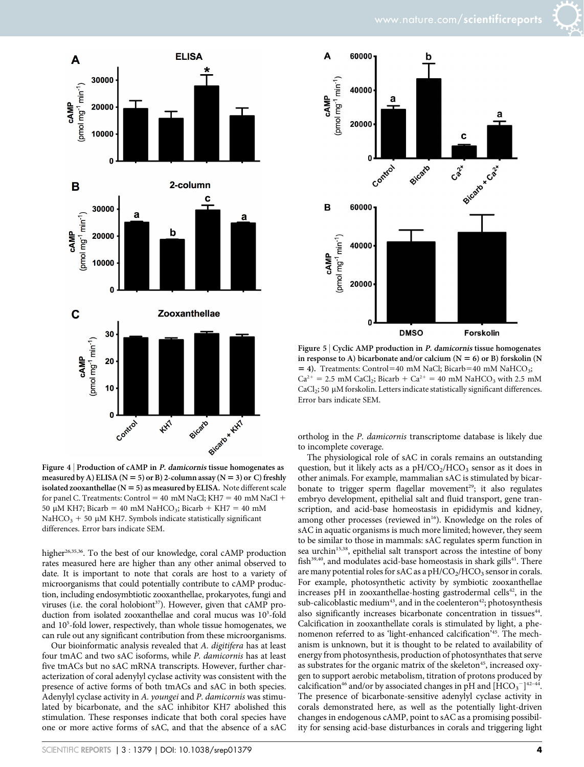**Figure 4 | Production of cAMP in *P. damicornis* tissue homogenates as measured by A) ELISA (N = 5) or B) 2-column assay (N = 3) or C) freshly isolated zooxanthellae (N = 5) as measured by ELISA.** Note different scale for panel C. Treatments: Control = 40 mM NaCl; KH7 = 40 mM NaCl + 50 μM KH7; Bicarb = 40 mM $NaHCO_3$; Bicarb + KH7 = 40 mM $NaHCO_3$ + 50 μM KH7. Symbols indicate statistically significant differences. Error bars indicate SEM.

higher[26,35,36]. To the best of our knowledge, coral cAMP production rates measured here are higher than any other animal observed to date. It is important to note that corals are host to a variety of microorganisms that could potentially contribute to cAMP production, including endosymbtiotic zooxanthellae, prokaryotes, fungi and viruses (i.e. the coral holobiont[37]). However, given that cAMP production from isolated zooxanthellae and coral mucus was $10^3$-fold and $10^5$-fold lower, respectively, than whole tissue homogenates, we can rule out any significant contribution from these microorganisms.

Our bioinformatic analysis revealed that *A. digitifera* has at least four tmAC and two sAC isoforms, while *P. damicornis* has at least five tmACs but no sAC mRNA transcripts. However, further characterization of coral adenylyl cyclase activity was consistent with the presence of active forms of both tmACs and sAC in both species. Adenylyl cyclase activity in *A. youngei* and *P. damicornis* was stimulated by bicarbonate, and the sAC inhibitor KH7 abolished this stimulation. These responses indicate that both coral species have one or more active forms of sAC, and that the absence of a sAC ortholog in the *P. damicornis* transcriptome database is likely due to incomplete coverage.

**Figure 5 | Cyclic AMP production in *P. damicornis* tissue homogenates in response to A) bicarbonate and/or calcium (N = 6) or B) forskolin (N = 4).** Treatments: Control=40 mM NaCl; Bicarb=40 mM $NaHCO_3$; $Ca^{2+}$ = 2.5 mM $CaCl_2$; Bicarb + $Ca^{2+}$ = 40 mM $NaHCO_3$ with 2.5 mM $CaCl_2$; 50 μM forskolin. Letters indicate statistically significant differences. Error bars indicate SEM.

The physiological role of sAC in corals remains an outstanding question, but it likely acts as a $pH/CO_2/HCO_3$ sensor as it does in other animals. For example, mammalian sAC is stimulated by bicarbonate to trigger sperm flagellar movement[29]; it also regulates embryo development, epithelial salt and fluid transport, gene transcription, and acid-base homeostasis in epididymis and kidney, among other processes (reviewed in[16]). Knowledge on the roles of sAC in aquatic organisms is much more limited; however, they seem to be similar to those in mammals: sAC regulates sperm function in sea urchin[15,38], epithelial salt transport across the intestine of bony fish[39,40], and modulates acid-base homeostasis in shark gills[41]. There are many potential roles for sAC as a $pH/CO_2/HCO_3$ sensor in corals. For example, photosynthetic activity by symbiotic zooxanthellae increases pH in zooxanthellae-hosting gastrodermal cells[42], in the sub-calicoblastic medium[43], and in the coelenteron[42]; photosynthesis also significantly increases bicarbonate concentration in tissues[44]. Calcification in zooxanthellate corals is stimulated by light, a phenomenon referred to as 'light-enhanced calcification'[45]. The mechanism is unknown, but it is thought to be related to availability of energy from photosynthesis, production of photosynthates that serve as substrates for the organic matrix of the skeleton[45], increased oxygen to support aerobic metabolism, titration of protons produced by calcification[46] and/or by associated changes in pH and $[HCO_3^-]$[42–44]. The presence of bicarbonate-sensitive adenylyl cyclase activity in corals demonstrated here, as well as the potentially light-driven changes in endogenous cAMP, point to sAC as a promising possibility for sensing acid-base disturbances in corals and triggering light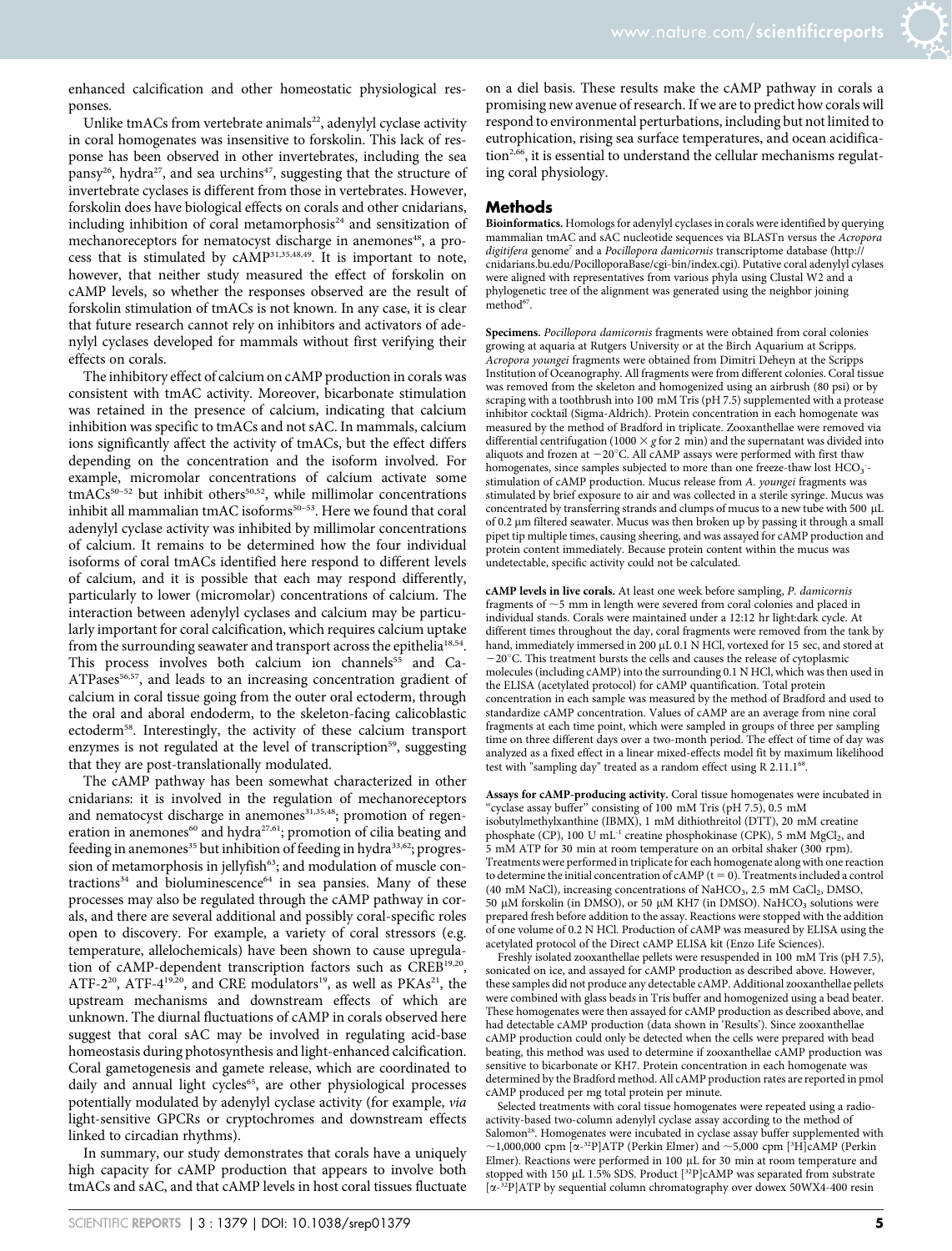enhanced calcification and other homeostatic physiological responses.

Unlike tmACs from vertebrate animals[22], adenylyl cyclase activity in coral homogenates was insensitive to forskolin. This lack of response has been observed in other invertebrates, including the sea pansy[26], hydra[27], and sea urchins[47], suggesting that the structure of invertebrate cyclases is different from those in vertebrates. However, forskolin does have biological effects on corals and other cnidarians, including inhibition of coral metamorphosis[24] and sensitization of mechanoreceptors for nematocyst discharge in anemones[48], a process that is stimulated by cAMP[31,35,48,49]. It is important to note, however, that neither study measured the effect of forskolin on cAMP levels, so whether the responses observed are the result of forskolin stimulation of tmACs is not known. In any case, it is clear that future research cannot rely on inhibitors and activators of adenylyl cyclases developed for mammals without first verifying their effects on corals.

The inhibitory effect of calcium on cAMP production in corals was consistent with tmAC activity. Moreover, bicarbonate stimulation was retained in the presence of calcium, indicating that calcium inhibition was specific to tmACs and not sAC. In mammals, calcium ions significantly affect the activity of tmACs, but the effect differs depending on the concentration and the isoform involved. For example, micromolar concentrations of calcium activate some tmACs[50–52] but inhibit others[50,52], while millimolar concentrations inhibit all mammalian tmAC isoforms[50–53]. Here we found that coral adenylyl cyclase activity was inhibited by millimolar concentrations of calcium. It remains to be determined how the four individual isoforms of coral tmACs identified here respond to different levels of calcium, and it is possible that each may respond differently, particularly to lower (micromolar) concentrations of calcium. The interaction between adenylyl cyclases and calcium may be particularly important for coral calcification, which requires calcium uptake from the surrounding seawater and transport across the epithelia[18,54]. This process involves both calcium ion channels[55] and Ca-ATPases[56,57], and leads to an increasing concentration gradient of calcium in coral tissue going from the outer oral ectoderm, through the oral and aboral endoderm, to the skeleton-facing calicoblastic ectoderm[58]. Interestingly, the activity of these calcium transport enzymes is not regulated at the level of transcription[59], suggesting that they are post-translationally modulated.

The cAMP pathway has been somewhat characterized in other cnidarians: it is involved in the regulation of mechanoreceptors and nematocyst discharge in anemones[31,35,48]; promotion of regeneration in anemones[60] and hydra[27,61]; promotion of cilia beating and feeding in anemones[35] but inhibition of feeding in hydra[33,62]; progression of metamorphosis in jellyfish[63]; and modulation of muscle contractions[34] and bioluminescence[64] in sea pansies. Many of these processes may also be regulated through the cAMP pathway in corals, and there are several additional and possibly coral-specific roles open to discovery. For example, a variety of coral stressors (e.g. temperature, allelochemicals) have been shown to cause upregulation of cAMP-dependent transcription factors such as CREB[19,20], ATF-2[20], ATF-4[19,20], and CRE modulators[19], as well as PKAs[21], the upstream mechanisms and downstream effects of which are unknown. The diurnal fluctuations of cAMP in corals observed here suggest that coral sAC may be involved in regulating acid-base homeostasis during photosynthesis and light-enhanced calcification. Coral gametogenesis and gamete release, which are coordinated to daily and annual light cycles[65], are other physiological processes potentially modulated by adenylyl cyclase activity (for example, *via* light-sensitive GPCRs or cryptochromes and downstream effects linked to circadian rhythms).

In summary, our study demonstrates that corals have a uniquely high capacity for cAMP production that appears to involve both tmACs and sAC, and that cAMP levels in host coral tissues fluctuate on a diel basis. These results make the cAMP pathway in corals a promising new avenue of research. If we are to predict how corals will respond to environmental perturbations, including but not limited to eutrophication, rising sea surface temperatures, and ocean acidification[2,66], it is essential to understand the cellular mechanisms regulating coral physiology.

## Methods

**Bioinformatics.** Homologs for adenylyl cyclases in corals were identified by querying mammalian tmAC and sAC nucleotide sequences via BLASTn versus the *Acropora digitifera* genome[7] and a *Pocillopora damicornis* transcriptome database (http://cnidarians.bu.edu/PocilloporaBase/cgi-bin/index.cgi). Putative coral adenylyl cylases were aligned with representatives from various phyla using Clustal W2 and a phylogenetic tree of the alignment was generated using the neighbor joining method[67].

**Specimens.** *Pocillopora damicornis* fragments were obtained from coral colonies growing at aquaria at Rutgers University or at the Birch Aquarium at Scripps. *Acropora youngei* fragments were obtained from Dimitri Deheyn at the Scripps Institution of Oceanography. All fragments were from different colonies. Coral tissue was removed from the skeleton and homogenized using an airbrush (80 psi) or by scraping with a toothbrush into 100 mM Tris (pH 7.5) supplemented with a protease inhibitor cocktail (Sigma-Aldrich). Protein concentration in each homogenate was measured by the method of Bradford in triplicate. Zooxanthellae were removed via differential centrifugation (1000 $\times$ *g* for 2 min) and the supernatant was divided into aliquots and frozen at $-20^\circ$C. All cAMP assays were performed with first thaw homogenates, since samples subjected to more than one freeze-thaw lost $HCO_3^-$-stimulation of cAMP production. Mucus release from *A. youngei* fragments was stimulated by brief exposure to air and was collected in a sterile syringe. Mucus was concentrated by transferring strands and clumps of mucus to a new tube with 500 μL of 0.2 μm filtered seawater. Mucus was then broken up by passing it through a small pipet tip multiple times, causing sheering, and was assayed for cAMP production and protein content immediately. Because protein content within the mucus was undetectable, specific activity could not be calculated.

**cAMP levels in live corals.** At least one week before sampling, *P. damicornis* fragments of ~5 mm in length were severed from coral colonies and placed in individual stands. Corals were maintained under a 12:12 hr light:dark cycle. At different times throughout the day, coral fragments were removed from the tank by hand, immediately immersed in 200 μL 0.1 N HCl, vortexed for 15 sec, and stored at $-20^\circ$C. This treatment bursts the cells and causes the release of cytoplasmic molecules (including cAMP) into the surrounding 0.1 N HCl, which was then used in the ELISA (acetylated protocol) for cAMP quantification. Total protein concentration in each sample was measured by the method of Bradford and used to standardize cAMP concentration. Values of cAMP are an average from nine coral fragments at each time point, which were sampled in groups of three per sampling time on three different days over a two-month period. The effect of time of day was analyzed as a fixed effect in a linear mixed-effects model fit by maximum likelihood test with "sampling day" treated as a random effect using R 2.11.1[68].

**Assays for cAMP-producing activity.** Coral tissue homogenates were incubated in "cyclase assay buffer" consisting of 100 mM Tris (pH 7.5), 0.5 mM isobutylmethylxanthine (IBMX), 1 mM dithiothreitol (DTT), 20 mM creatine phosphate (CP), 100 U $mL^{-1}$ creatine phosphokinase (CPK), 5 mM $MgCl_2$, and 5 mM ATP for 30 min at room temperature on an orbital shaker (300 rpm). Treatments were performed in triplicate for each homogenate along with one reaction to determine the initial concentration of cAMP (t = 0). Treatments included a control (40 mM NaCl), increasing concentrations of $NaHCO_3$, 2.5 mM $CaCl_2$, DMSO, 50 μM forskolin (in DMSO), or 50 μM KH7 (in DMSO). $NaHCO_3$ solutions were prepared fresh before addition to the assay. Reactions were stopped with the addition of one volume of 0.2 N HCl. Production of cAMP was measured by ELISA using the acetylated protocol of the Direct cAMP ELISA kit (Enzo Life Sciences).

Freshly isolated zooxanthellae pellets were resuspended in 100 mM Tris (pH 7.5), sonicated on ice, and assayed for cAMP production as described above. However, these samples did not produce any detectable cAMP. Additional zooxanthellae pellets were combined with glass beads in Tris buffer and homogenized using a bead beater. These homogenates were then assayed for cAMP production as described above, and had detectable cAMP production (data shown in 'Results'). Since zooxanthellae cAMP production could only be detected when the cells were prepared with bead beating, this method was used to determine if zooxanthellae cAMP production was sensitive to bicarbonate or KH7. Protein concentration in each homogenate was determined by the Bradford method. All cAMP production rates are reported in pmol cAMP produced per mg total protein per minute.

Selected treatments with coral tissue homogenates were repeated using a radioactivity-based two-column adenylyl cyclase assay according to the method of Salomon[28]. Homogenates were incubated in cyclase assay buffer supplemented with ~1,000,000 cpm [$\alpha$-$^{32}$P]ATP (Perkin Elmer) and ~5,000 cpm [$^3$H]cAMP (Perkin Elmer). Reactions were performed in 100 μL for 30 min at room temperature and stopped with 150 μL 1.5% SDS. Product [$^{32}$P]cAMP was separated from substrate [$\alpha$-$^{32}$P]ATP by sequential column chromatography over dowex 50WX4-400 resin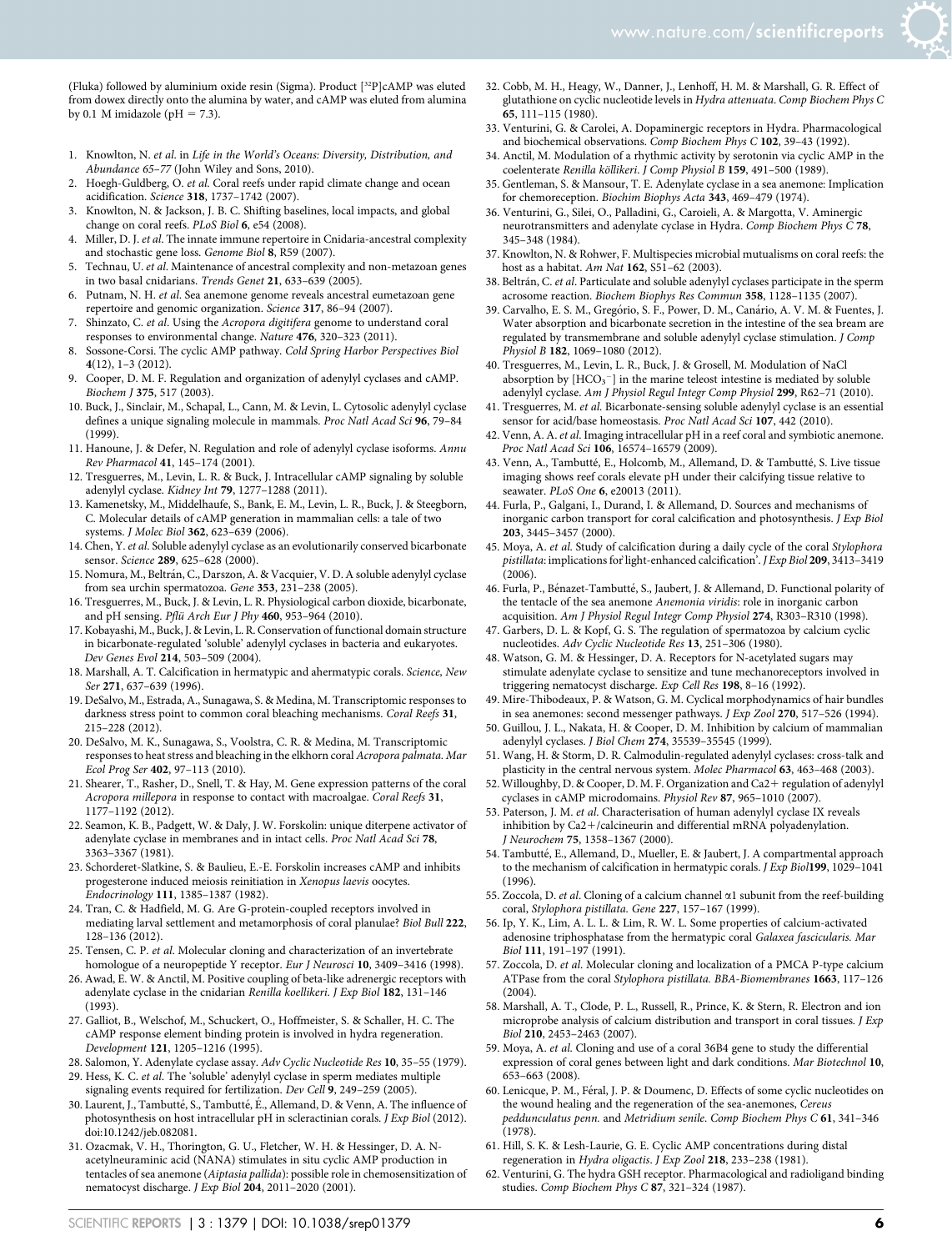(Fluka) followed by aluminium oxide resin (Sigma). Product [$^{32}$P]cAMP was eluted from dowex directly onto the alumina by water, and cAMP was eluted from alumina by 0.1 M imidazole (pH = 7.3).

1. Knowlton, N. *et al*. in *Life in the World's Oceans: Diversity, Distribution, and Abundance 65–77* (John Wiley and Sons, 2010).
2. Hoegh-Guldberg, O. *et al*. Coral reefs under rapid climate change and ocean acidification. *Science* **318**, 1737–1742 (2007).
3. Knowlton, N. & Jackson, J. B. C. Shifting baselines, local impacts, and global change on coral reefs. *PLoS Biol* **6**, e54 (2008).
4. Miller, D. J. *et al*. The innate immune repertoire in Cnidaria-ancestral complexity and stochastic gene loss. *Genome Biol* **8**, R59 (2007).
5. Technau, U. *et al*. Maintenance of ancestral complexity and non-metazoan genes in two basal cnidarians. *Trends Genet* **21**, 633–639 (2005).
6. Putnam, N. H. *et al*. Sea anemone genome reveals ancestral eumetazoan gene repertoire and genomic organization. *Science* **317**, 86–94 (2007).
7. Shinzato, C. *et al*. Using the *Acropora digitifera* genome to understand coral responses to environmental change. *Nature* **476**, 320–323 (2011).
8. Sossone-Corsi. The cyclic AMP pathway. *Cold Spring Harbor Perspectives Biol* **4**(12), 1–3 (2012).
9. Cooper, D. M. F. Regulation and organization of adenylyl cyclases and cAMP. *Biochem J* **375**, 517 (2003).
10. Buck, J., Sinclair, M., Schapal, L., Cann, M. & Levin, L. Cytosolic adenylyl cyclase defines a unique signaling molecule in mammals. *Proc Natl Acad Sci* **96**, 79–84 (1999).
11. Hanoune, J. & Defer, N. Regulation and role of adenylyl cyclase isoforms. *Annu Rev Pharmacol* **41**, 145–174 (2001).
12. Tresguerres, M., Levin, L. R. & Buck, J. Intracellular cAMP signaling by soluble adenylyl cyclase. *Kidney Int* **79**, 1277–1288 (2011).
13. Kamenetsky, M., Middelhaufe, S., Bank, E. M., Levin, L. R., Buck, J. & Steegborn, C. Molecular details of cAMP generation in mammalian cells: a tale of two systems. *J Molec Biol* **362**, 623–639 (2006).
14. Chen, Y. *et al*. Soluble adenylyl cyclase as an evolutionarily conserved bicarbonate sensor. *Science* **289**, 625–628 (2000).
15. Nomura, M., Beltrán, C., Darszon, A. & Vacquier, V. D. A soluble adenylyl cyclase from sea urchin spermatozoa. *Gene* **353**, 231–238 (2005).
16. Tresguerres, M., Buck, J. & Levin, L. R. Physiological carbon dioxide, bicarbonate, and pH sensing. *Pflü Arch Eur J Phy* **460**, 953–964 (2010).
17. Kobayashi, M., Buck, J. & Levin, L. R. Conservation of functional domain structure in bicarbonate-regulated 'soluble' adenylyl cyclases in bacteria and eukaryotes. *Dev Genes Evol* **214**, 503–509 (2004).
18. Marshall, A. T. Calcification in hermatypic and ahermatypic corals. *Science, New Ser* **271**, 637–639 (1996).
19. DeSalvo, M., Estrada, A., Sunagawa, S. & Medina, M. Transcriptomic responses to darkness stress point to common coral bleaching mechanisms. *Coral Reefs* **31**, 215–228 (2012).
20. DeSalvo, M. K., Sunagawa, S., Voolstra, C. R. & Medina, M. Transcriptomic responses to heat stress and bleaching in the elkhorn coral *Acropora palmata*. *Mar Ecol Prog Ser* **402**, 97–113 (2010).
21. Shearer, T., Rasher, D., Snell, T. & Hay, M. Gene expression patterns of the coral *Acropora millepora* in response to contact with macroalgae. *Coral Reefs* **31**, 1177–1192 (2012).
22. Seamon, K. B., Padgett, W. & Daly, J. W. Forskolin: unique diterpene activator of adenylate cyclase in membranes and in intact cells. *Proc Natl Acad Sci* **78**, 3363–3367 (1981).
23. Schorderet-Slatkine, S. & Baulieu, E.-E. Forskolin increases cAMP and inhibits progesterone induced meiosis reinitiation in *Xenopus laevis* oocytes. *Endocrinology* **111**, 1385–1387 (1982).
24. Tran, C. & Hadfield, M. G. Are G-protein-coupled receptors involved in mediating larval settlement and metamorphosis of coral planulae? *Biol Bull* **222**, 128–136 (2012).
25. Tensen, C. P. *et al*. Molecular cloning and characterization of an invertebrate homologue of a neuropeptide Y receptor. *Eur J Neurosci* **10**, 3409–3416 (1998).
26. Awad, E. W. & Anctil, M. Positive coupling of beta-like adrenergic receptors with adenylate cyclase in the cnidarian *Renilla koellikeri*. *J Exp Biol* **182**, 131–146 (1993).
27. Galliot, B., Welschof, M., Schuckert, O., Hoffmeister, S. & Schaller, H. C. The cAMP response element binding protein is involved in hydra regeneration. *Development* **121**, 1205–1216 (1995).
28. Salomon, Y. Adenylate cyclase assay. *Adv Cyclic Nucleotide Res* **10**, 35–55 (1979).
29. Hess, K. C. *et al*. The 'soluble' adenylyl cyclase in sperm mediates multiple signaling events required for fertilization. *Dev Cell* **9**, 249–259 (2005).
30. Laurent, J., Tambutté, S., Tambutté, É., Allemand, D. & Venn, A. The influence of photosynthesis on host intracellular pH in scleractinian corals. *J Exp Biol* (2012). doi:10.1242/jeb.082081.
31. Ozacmak, V. H., Thorington, G. U., Fletcher, W. H. & Hessinger, D. A. N-acetylneuraminic acid (NANA) stimulates in situ cyclic AMP production in tentacles of sea anemone (*Aiptasia pallida*): possible role in chemosensitization of nematocyst discharge. *J Exp Biol* **204**, 2011–2020 (2001).
32. Cobb, M. H., Heagy, W., Danner, J., Lenhoff, H. M. & Marshall, G. R. Effect of glutathione on cyclic nucleotide levels in *Hydra attenuata*. *Comp Biochem Phys C* **65**, 111–115 (1980).
33. Venturini, G. & Carolei, A. Dopaminergic receptors in Hydra. Pharmacological and biochemical observations. *Comp Biochem Phys C* **102**, 39–43 (1992).
34. Anctil, M. Modulation of a rhythmic activity by serotonin via cyclic AMP in the coelenterate *Renilla köllikeri*. *J Comp Physiol B* **159**, 491–500 (1989).
35. Gentleman, S. & Mansour, T. E. Adenylate cyclase in a sea anemone: Implication for chemoreception. *Biochim Biophys Acta* **343**, 469–479 (1974).
36. Venturini, G., Silei, O., Palladini, G., Caroieli, A. & Margotta, V. Aminergic neurotransmitters and adenylate cyclase in Hydra. *Comp Biochem Phys C* **78**, 345–348 (1984).
37. Knowlton, N. & Rohwer, F. Multispecies microbial mutualisms on coral reefs: the host as a habitat. *Am Nat* **162**, S51–62 (2003).
38. Beltrán, C. *et al*. Particulate and soluble adenylyl cyclases participate in the sperm acrosome reaction. *Biochem Biophys Res Commun* **358**, 1128–1135 (2007).
39. Carvalho, E. S. M., Gregório, S. F., Power, D. M., Canário, A. V. M. & Fuentes, J. Water absorption and bicarbonate secretion in the intestine of the sea bream are regulated by transmembrane and soluble adenylyl cyclase stimulation. *J Comp Physiol B* **182**, 1069–1080 (2012).
40. Tresguerres, M., Levin, L. R., Buck, J. & Grosell, M. Modulation of NaCl absorption by [$HCO_3^-$] in the marine teleost intestine is mediated by soluble adenylyl cyclase. *Am J Physiol Regul Integr Comp Physiol* **299**, R62–71 (2010).
41. Tresguerres, M. *et al*. Bicarbonate-sensing soluble adenylyl cyclase is an essential sensor for acid/base homeostasis. *Proc Natl Acad Sci* **107**, 442 (2010).
42. Venn, A. A. *et al*. Imaging intracellular pH in a reef coral and symbiotic anemone. *Proc Natl Acad Sci* **106**, 16574–16579 (2009).
43. Venn, A., Tambutté, E., Holcomb, M., Allemand, D. & Tambutté, S. Live tissue imaging shows reef corals elevate pH under their calcifying tissue relative to seawater. *PLoS One* **6**, e20013 (2011).
44. Furla, P., Galgani, I., Durand, I. & Allemand, D. Sources and mechanisms of inorganic carbon transport for coral calcification and photosynthesis. *J Exp Biol* **203**, 3445–3457 (2000).
45. Moya, A. *et al*. Study of calcification during a daily cycle of the coral *Stylophora pistillata*: implications for 'light-enhanced calcification'. *J Exp Biol* **209**, 3413–3419 (2006).
46. Furla, P., Bénazet-Tambutté, S., Jaubert, J. & Allemand, D. Functional polarity of the tentacle of the sea anemone *Anemonia viridis*: role in inorganic carbon acquisition. *Am J Physiol Regul Integr Comp Physiol* **274**, R303–R310 (1998).
47. Garbers, D. L. & Kopf, G. S. The regulation of spermatozoa by calcium cyclic nucleotides. *Adv Cyclic Nucleotide Res* **13**, 251–306 (1980).
48. Watson, G. M. & Hessinger, D. A. Receptors for N-acetylated sugars may stimulate adenylate cyclase to sensitize and tune mechanoreceptors involved in triggering nematocyst discharge. *Exp Cell Res* **198**, 8–16 (1992).
49. Mire-Thibodeaux, P. & Watson, G. M. Cyclical morphodynamics of hair bundles in sea anemones: second messenger pathways. *J Exp Zool* **270**, 517–526 (1994).
50. Guillou, J. L., Nakata, H. & Cooper, D. M. Inhibition by calcium of mammalian adenylyl cyclases. *J Biol Chem* **274**, 35539–35545 (1999).
51. Wang, H. & Storm, D. R. Calmodulin-regulated adenylyl cyclases: cross-talk and plasticity in the central nervous system. *Molec Pharmacol* **63**, 463–468 (2003).
52. Willoughby, D. & Cooper, D. M. F. Organization and Ca2+ regulation of adenylyl cyclases in cAMP microdomains. *Physiol Rev* **87**, 965–1010 (2007).
53. Paterson, J. M. *et al*. Characterisation of human adenylyl cyclase IX reveals inhibition by Ca2+/calcineurin and differential mRNA polyadenylation. *J Neurochem* **75**, 1358–1367 (2000).
54. Tambutté, E., Allemand, D., Mueller, E. & Jaubert, J. A compartmental approach to the mechanism of calcification in hermatypic corals. *J Exp Biol* **199**, 1029–1041 (1996).
55. Zoccola, D. *et al*. Cloning of a calcium channel α1 subunit from the reef-building coral, *Stylophora pistillata*. *Gene* **227**, 157–167 (1999).
56. Ip, Y. K., Lim, A. L. L. & Lim, R. W. L. Some properties of calcium-activated adenosine triphosphatase from the hermatypic coral *Galaxea fascicularis*. *Mar Biol* **111**, 191–197 (1991).
57. Zoccola, D. *et al*. Molecular cloning and localization of a PMCA P-type calcium ATPase from the coral *Stylophora pistillata*. *BBA-Biomembranes* **1663**, 117–126 (2004).
58. Marshall, A. T., Clode, P. L., Russell, R., Prince, K. & Stern, R. Electron and ion microprobe analysis of calcium distribution and transport in coral tissues. *J Exp Biol* **210**, 2453–2463 (2007).
59. Moya, A. *et al*. Cloning and use of a coral 36B4 gene to study the differential expression of coral genes between light and dark conditions. *Mar Biotechnol* **10**, 653–663 (2008).
60. Lenicque, P. M., Féral, J. P. & Doumenc, D. Effects of some cyclic nucleotides on the wound healing and the regeneration of the sea-anemones, *Cereus peddunculatus penn.* and *Metridium senile*. *Comp Biochem Phys C* **61**, 341–346 (1978).
61. Hill, S. K. & Lesh-Laurie, G. E. Cyclic AMP concentrations during distal regeneration in *Hydra oligactis*. *J Exp Zool* **218**, 233–238 (1981).
62. Venturini, G. The hydra GSH receptor. Pharmacological and radioligand binding studies. *Comp Biochem Phys C* **87**, 321–324 (1987).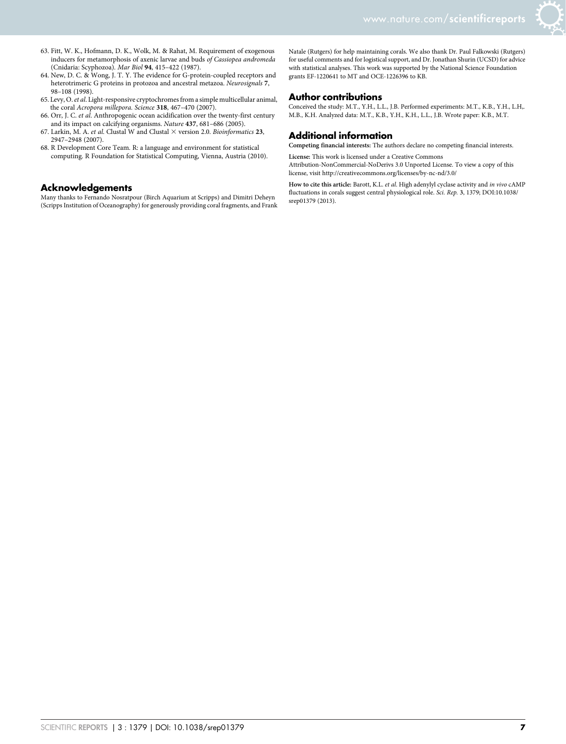63. Fitt, W. K., Hofmann, D. K., Wolk, M. & Rahat, M. Requirement of exogenous inducers for metamorphosis of axenic larvae and buds *of Cassiopea andromeda* (Cnidaria: Scyphozoa). *Mar Biol* **94**, 415–422 (1987).
64. New, D. C. & Wong, J. T. Y. The evidence for G-protein-coupled receptors and heterotrimeric G proteins in protozoa and ancestral metazoa. *Neurosignals* **7**, 98–108 (1998).
65. Levy, O. *et al.* Light-responsive cryptochromes from a simple multicellular animal, the coral *Acropora millepora*. *Science* **318**, 467–470 (2007).
66. Orr, J. C. *et al.* Anthropogenic ocean acidification over the twenty-first century and its impact on calcifying organisms. *Nature* **437**, 681–686 (2005).
67. Larkin, M. A. *et al.* Clustal W and Clustal × version 2.0. *Bioinformatics* **23**, 2947–2948 (2007).
68. R Development Core Team. R: a language and environment for statistical computing. R Foundation for Statistical Computing, Vienna, Austria (2010).

## Acknowledgements

Many thanks to Fernando Nosratpour (Birch Aquarium at Scripps) and Dimitri Deheyn (Scripps Institution of Oceanography) for generously providing coral fragments, and Frank Natale (Rutgers) for help maintaining corals. We also thank Dr. Paul Falkowski (Rutgers) for useful comments and for logistical support, and Dr. Jonathan Shurin (UCSD) for advice with statistical analyses. This work was supported by the National Science Foundation grants EF-1220641 to MT and OCE-1226396 to KB.

## Author contributions

Conceived the study: M.T., Y.H., L.L., J.B. Performed experiments: M.T., K.B., Y.H., L.H,. M.B., K.H. Analyzed data: M.T., K.B., Y.H., K.H., L.L., J.B. Wrote paper: K.B., M.T.

## Additional information

**Competing financial interests:** The authors declare no competing financial interests.

**License:** This work is licensed under a Creative Commons Attribution-NonCommercial-NoDerivs 3.0 Unported License. To view a copy of this license, visit http://creativecommons.org/licenses/by-nc-nd/3.0/

**How to cite this article:** Barott, K.L. *et al.* High adenylyl cyclase activity and *in vivo* cAMP fluctuations in corals suggest central physiological role. *Sci. Rep.* **3**, 1379; DOI:10.1038/srep01379 (2013).